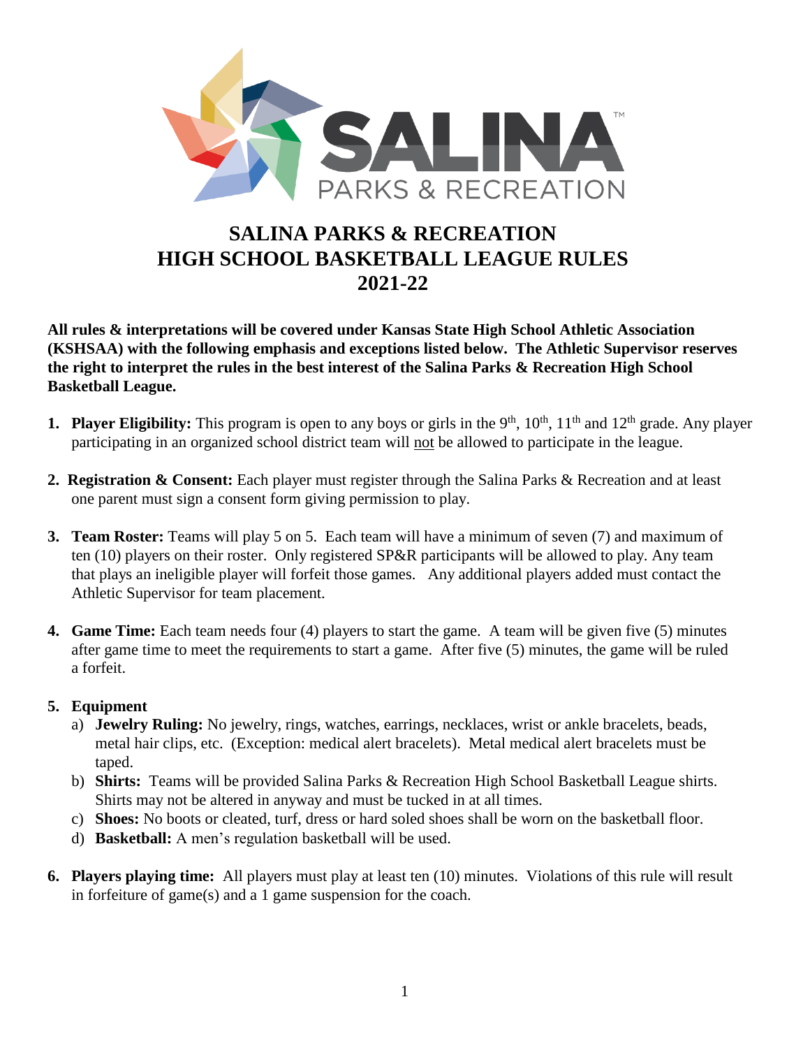# SALINA PARKS & RECREATION
# HIGH SCHOOL BASKETBALL LEAGUE RULES
# 2021-22

**All rules & interpretations will be covered under Kansas State High School Athletic Association (KSHSAA) with the following emphasis and exceptions listed below. The Athletic Supervisor reserves the right to interpret the rules in the best interest of the Salina Parks & Recreation High School Basketball League.**

1. **Player Eligibility:** This program is open to any boys or girls in the 9th, 10th, 11th and 12th grade. Any player participating in an organized school district team will not be allowed to participate in the league.

2. **Registration & Consent:** Each player must register through the Salina Parks & Recreation and at least one parent must sign a consent form giving permission to play.

3. **Team Roster:** Teams will play 5 on 5. Each team will have a minimum of seven (7) and maximum of ten (10) players on their roster. Only registered SP&R participants will be allowed to play. Any team that plays an ineligible player will forfeit those games. Any additional players added must contact the Athletic Supervisor for team placement.

4. **Game Time:** Each team needs four (4) players to start the game. A team will be given five (5) minutes after game time to meet the requirements to start a game. After five (5) minutes, the game will be ruled a forfeit.

5. **Equipment**
   a) **Jewelry Ruling:** No jewelry, rings, watches, earrings, necklaces, wrist or ankle bracelets, beads, metal hair clips, etc. (Exception: medical alert bracelets). Metal medical alert bracelets must be taped.
   b) **Shirts:** Teams will be provided Salina Parks & Recreation High School Basketball League shirts. Shirts may not be altered in anyway and must be tucked in at all times.
   c) **Shoes:** No boots or cleated, turf, dress or hard soled shoes shall be worn on the basketball floor.
   d) **Basketball:** A men's regulation basketball will be used.

6. **Players playing time:** All players must play at least ten (10) minutes. Violations of this rule will result in forfeiture of game(s) and a 1 game suspension for the coach.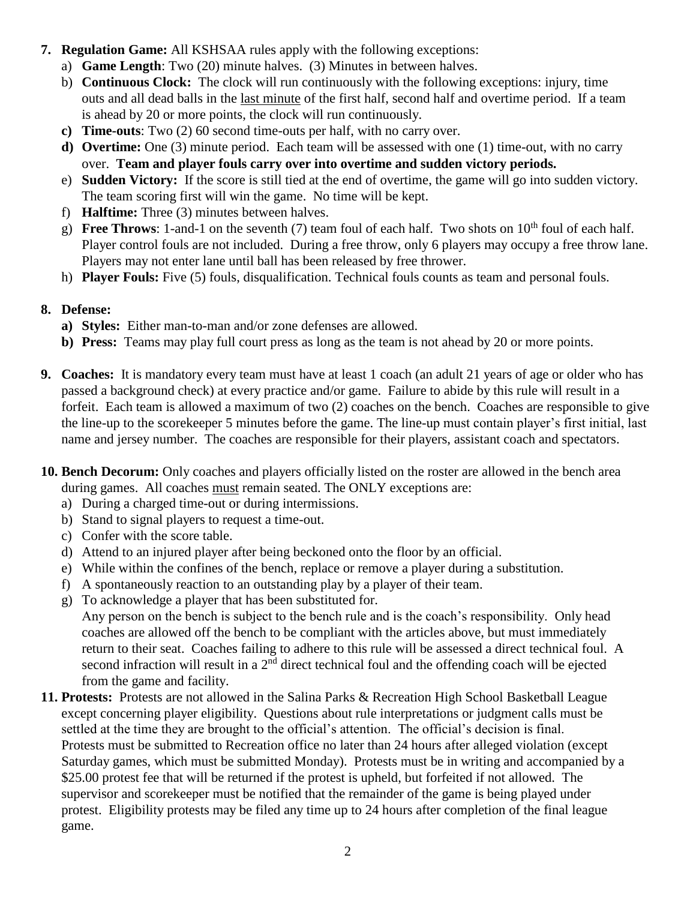7. **Regulation Game:** All KSHSAA rules apply with the following exceptions:
   a) **Game Length**: Two (20) minute halves. (3) Minutes in between halves.
   b) **Continuous Clock:** The clock will run continuously with the following exceptions: injury, time outs and all dead balls in the last minute of the first half, second half and overtime period. If a team is ahead by 20 or more points, the clock will run continuously.
   **c) Time-outs**: Two (2) 60 second time-outs per half, with no carry over.
   **d) Overtime:** One (3) minute period. Each team will be assessed with one (1) time-out, with no carry over. **Team and player fouls carry over into overtime and sudden victory periods.**
   e) **Sudden Victory:** If the score is still tied at the end of overtime, the game will go into sudden victory. The team scoring first will win the game. No time will be kept.
   f) **Halftime:** Three (3) minutes between halves.
   g) **Free Throws**: 1-and-1 on the seventh (7) team foul of each half. Two shots on 10th foul of each half. Player control fouls are not included. During a free throw, only 6 players may occupy a free throw lane. Players may not enter lane until ball has been released by free thrower.
   h) **Player Fouls:** Five (5) fouls, disqualification. Technical fouls counts as team and personal fouls.

8. **Defense:**
   **a) Styles:** Either man-to-man and/or zone defenses are allowed.
   **b) Press:** Teams may play full court press as long as the team is not ahead by 20 or more points.

9. **Coaches:** It is mandatory every team must have at least 1 coach (an adult 21 years of age or older who has passed a background check) at every practice and/or game. Failure to abide by this rule will result in a forfeit. Each team is allowed a maximum of two (2) coaches on the bench. Coaches are responsible to give the line-up to the scorekeeper 5 minutes before the game. The line-up must contain player's first initial, last name and jersey number. The coaches are responsible for their players, assistant coach and spectators.

10. **Bench Decorum:** Only coaches and players officially listed on the roster are allowed in the bench area during games. All coaches must remain seated. The ONLY exceptions are:
    a) During a charged time-out or during intermissions.
    b) Stand to signal players to request a time-out.
    c) Confer with the score table.
    d) Attend to an injured player after being beckoned onto the floor by an official.
    e) While within the confines of the bench, replace or remove a player during a substitution.
    f) A spontaneously reaction to an outstanding play by a player of their team.
    g) To acknowledge a player that has been substituted for.
    Any person on the bench is subject to the bench rule and is the coach's responsibility. Only head coaches are allowed off the bench to be compliant with the articles above, but must immediately return to their seat. Coaches failing to adhere to this rule will be assessed a direct technical foul. A second infraction will result in a 2nd direct technical foul and the offending coach will be ejected from the game and facility.

11. **Protests:** Protests are not allowed in the Salina Parks & Recreation High School Basketball League except concerning player eligibility. Questions about rule interpretations or judgment calls must be settled at the time they are brought to the official's attention. The official's decision is final. Protests must be submitted to Recreation office no later than 24 hours after alleged violation (except Saturday games, which must be submitted Monday). Protests must be in writing and accompanied by a $25.00 protest fee that will be returned if the protest is upheld, but forfeited if not allowed. The supervisor and scorekeeper must be notified that the remainder of the game is being played under protest. Eligibility protests may be filed any time up to 24 hours after completion of the final league game.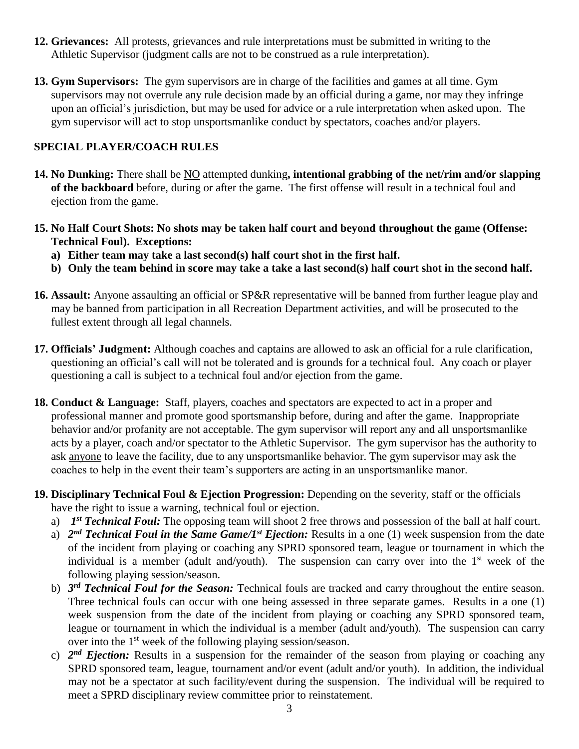**12. Grievances:** All protests, grievances and rule interpretations must be submitted in writing to the Athletic Supervisor (judgment calls are not to be construed as a rule interpretation).

**13. Gym Supervisors:** The gym supervisors are in charge of the facilities and games at all time. Gym supervisors may not overrule any rule decision made by an official during a game, nor may they infringe upon an official's jurisdiction, but may be used for advice or a rule interpretation when asked upon. The gym supervisor will act to stop unsportsmanlike conduct by spectators, coaches and/or players.

## SPECIAL PLAYER/COACH RULES

**14. No Dunking:** There shall be <u>NO</u> attempted dunking**, intentional grabbing of the net/rim and/or slapping of the backboard** before, during or after the game. The first offense will result in a technical foul and ejection from the game.

**15. No Half Court Shots: No shots may be taken half court and beyond throughout the game (Offense: Technical Foul). Exceptions:**

**a) Either team may take a last second(s) half court shot in the first half.**

**b) Only the team behind in score may take a take a last second(s) half court shot in the second half.**

**16. Assault:** Anyone assaulting an official or SP&R representative will be banned from further league play and may be banned from participation in all Recreation Department activities, and will be prosecuted to the fullest extent through all legal channels.

**17. Officials' Judgment:** Although coaches and captains are allowed to ask an official for a rule clarification, questioning an official's call will not be tolerated and is grounds for a technical foul. Any coach or player questioning a call is subject to a technical foul and/or ejection from the game.

**18. Conduct & Language:** Staff, players, coaches and spectators are expected to act in a proper and professional manner and promote good sportsmanship before, during and after the game. Inappropriate behavior and/or profanity are not acceptable. The gym supervisor will report any and all unsportsmanlike acts by a player, coach and/or spectator to the Athletic Supervisor. The gym supervisor has the authority to ask <u>anyone</u> to leave the facility, due to any unsportsmanlike behavior. The gym supervisor may ask the coaches to help in the event their team's supporters are acting in an unsportsmanlike manor.

**19. Disciplinary Technical Foul & Ejection Progression:** Depending on the severity, staff or the officials have the right to issue a warning, technical foul or ejection.

a) ***1st Technical Foul:*** The opposing team will shoot 2 free throws and possession of the ball at half court.

a) ***2nd Technical Foul in the Same Game/1st Ejection:*** Results in a one (1) week suspension from the date of the incident from playing or coaching any SPRD sponsored team, league or tournament in which the individual is a member (adult and/youth). The suspension can carry over into the 1st week of the following playing session/season.

b) ***3rd Technical Foul for the Season:*** Technical fouls are tracked and carry throughout the entire season. Three technical fouls can occur with one being assessed in three separate games. Results in a one (1) week suspension from the date of the incident from playing or coaching any SPRD sponsored team, league or tournament in which the individual is a member (adult and/youth). The suspension can carry over into the 1st week of the following playing session/season.

c) ***2nd Ejection:*** Results in a suspension for the remainder of the season from playing or coaching any SPRD sponsored team, league, tournament and/or event (adult and/or youth). In addition, the individual may not be a spectator at such facility/event during the suspension. The individual will be required to meet a SPRD disciplinary review committee prior to reinstatement.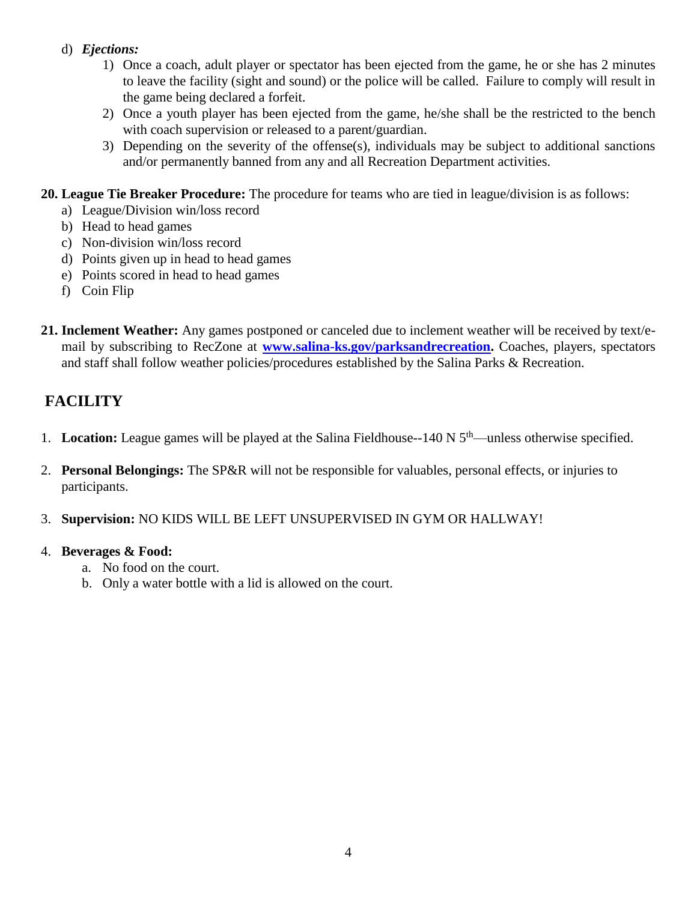d) ***Ejections:***

1) Once a coach, adult player or spectator has been ejected from the game, he or she has 2 minutes to leave the facility (sight and sound) or the police will be called. Failure to comply will result in the game being declared a forfeit.
2) Once a youth player has been ejected from the game, he/she shall be the restricted to the bench with coach supervision or released to a parent/guardian.
3) Depending on the severity of the offense(s), individuals may be subject to additional sanctions and/or permanently banned from any and all Recreation Department activities.

**20. League Tie Breaker Procedure:** The procedure for teams who are tied in league/division is as follows:

a) League/Division win/loss record
b) Head to head games
c) Non-division win/loss record
d) Points given up in head to head games
e) Points scored in head to head games
f) Coin Flip

**21. Inclement Weather:** Any games postponed or canceled due to inclement weather will be received by text/e-mail by subscribing to RecZone at **www.salina-ks.gov/parksandrecreation.** Coaches, players, spectators and staff shall follow weather policies/procedures established by the Salina Parks & Recreation.

## FACILITY

1. **Location:** League games will be played at the Salina Fieldhouse--140 N 5th—unless otherwise specified.

2. **Personal Belongings:** The SP&R will not be responsible for valuables, personal effects, or injuries to participants.

3. **Supervision:** NO KIDS WILL BE LEFT UNSUPERVISED IN GYM OR HALLWAY!

4. **Beverages & Food:**
   a. No food on the court.
   b. Only a water bottle with a lid is allowed on the court.